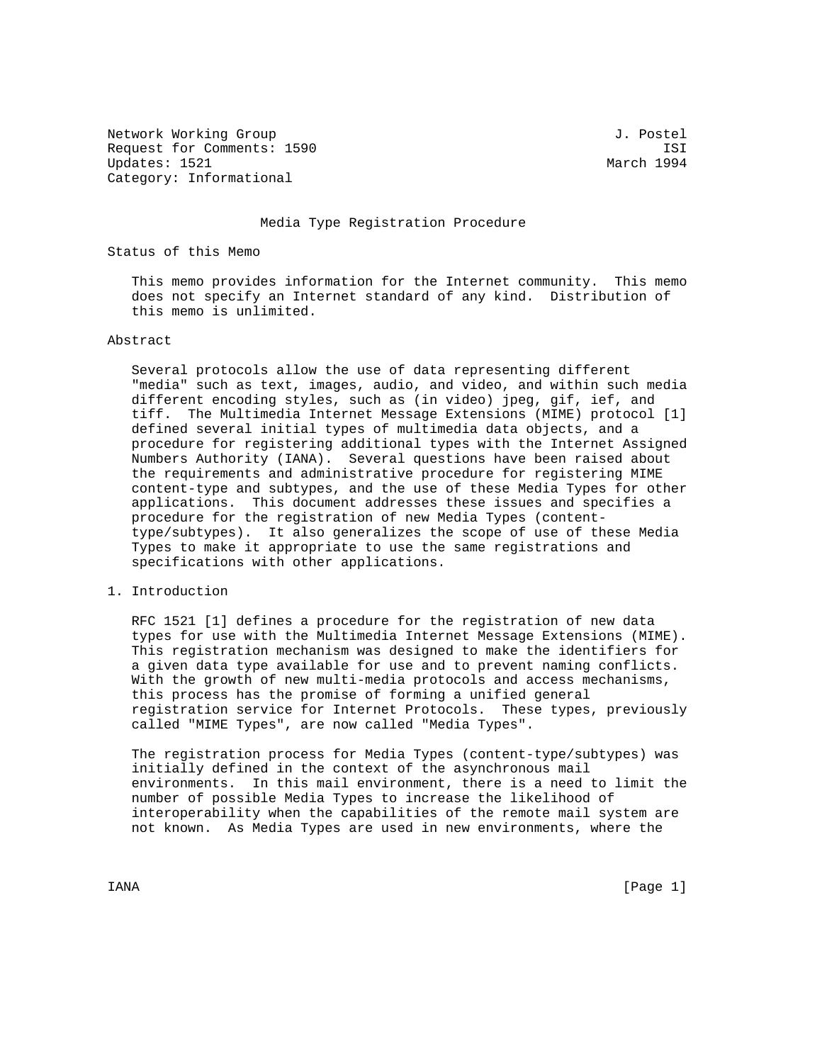Network Working Group J. Postel
Request for Comments: 1590 ISI
Updates: 1521 March 1994
Category: Informational

# Media Type Registration Procedure

## Status of this Memo

This memo provides information for the Internet community. This memo does not specify an Internet standard of any kind. Distribution of this memo is unlimited.

## Abstract

Several protocols allow the use of data representing different "media" such as text, images, audio, and video, and within such media different encoding styles, such as (in video) jpeg, gif, ief, and tiff. The Multimedia Internet Message Extensions (MIME) protocol [1] defined several initial types of multimedia data objects, and a procedure for registering additional types with the Internet Assigned Numbers Authority (IANA). Several questions have been raised about the requirements and administrative procedure for registering MIME content-type and subtypes, and the use of these Media Types for other applications. This document addresses these issues and specifies a procedure for the registration of new Media Types (content-type/subtypes). It also generalizes the scope of use of these Media Types to make it appropriate to use the same registrations and specifications with other applications.

## 1. Introduction

RFC 1521 [1] defines a procedure for the registration of new data types for use with the Multimedia Internet Message Extensions (MIME). This registration mechanism was designed to make the identifiers for a given data type available for use and to prevent naming conflicts. With the growth of new multi-media protocols and access mechanisms, this process has the promise of forming a unified general registration service for Internet Protocols. These types, previously called "MIME Types", are now called "Media Types".

The registration process for Media Types (content-type/subtypes) was initially defined in the context of the asynchronous mail environments. In this mail environment, there is a need to limit the number of possible Media Types to increase the likelihood of interoperability when the capabilities of the remote mail system are not known. As Media Types are used in new environments, where the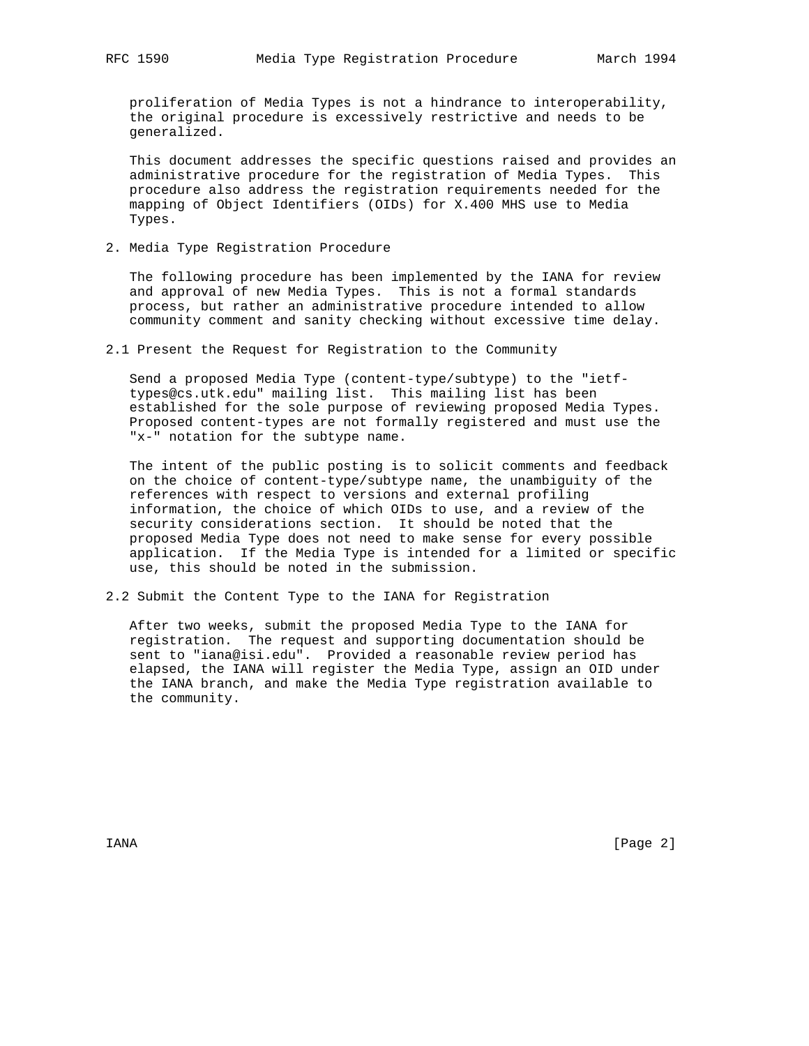proliferation of Media Types is not a hindrance to interoperability, the original procedure is excessively restrictive and needs to be generalized.

This document addresses the specific questions raised and provides an administrative procedure for the registration of Media Types. This procedure also address the registration requirements needed for the mapping of Object Identifiers (OIDs) for X.400 MHS use to Media Types.

## 2. Media Type Registration Procedure

The following procedure has been implemented by the IANA for review and approval of new Media Types. This is not a formal standards process, but rather an administrative procedure intended to allow community comment and sanity checking without excessive time delay.

### 2.1 Present the Request for Registration to the Community

Send a proposed Media Type (content-type/subtype) to the "ietf-types@cs.utk.edu" mailing list. This mailing list has been established for the sole purpose of reviewing proposed Media Types. Proposed content-types are not formally registered and must use the "x-" notation for the subtype name.

The intent of the public posting is to solicit comments and feedback on the choice of content-type/subtype name, the unambiguity of the references with respect to versions and external profiling information, the choice of which OIDs to use, and a review of the security considerations section. It should be noted that the proposed Media Type does not need to make sense for every possible application. If the Media Type is intended for a limited or specific use, this should be noted in the submission.

### 2.2 Submit the Content Type to the IANA for Registration

After two weeks, submit the proposed Media Type to the IANA for registration. The request and supporting documentation should be sent to "iana@isi.edu". Provided a reasonable review period has elapsed, the IANA will register the Media Type, assign an OID under the IANA branch, and make the Media Type registration available to the community.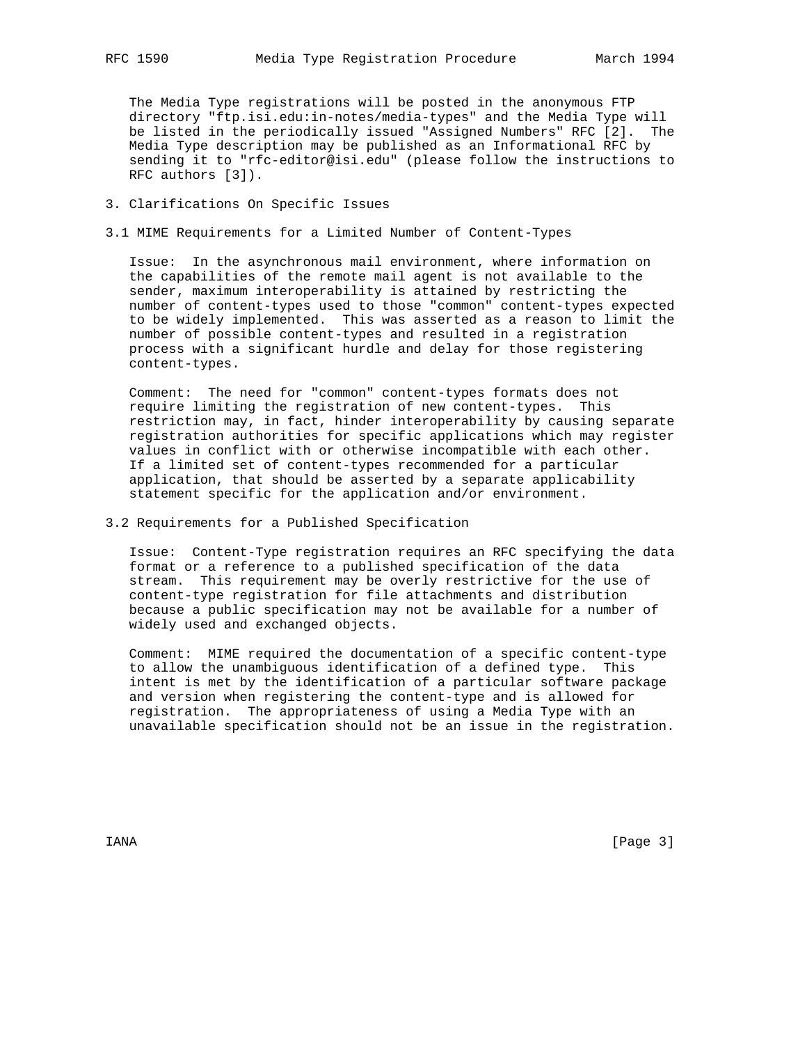The Media Type registrations will be posted in the anonymous FTP directory "ftp.isi.edu:in-notes/media-types" and the Media Type will be listed in the periodically issued "Assigned Numbers" RFC [2]. The Media Type description may be published as an Informational RFC by sending it to "rfc-editor@isi.edu" (please follow the instructions to RFC authors [3]).

## 3. Clarifications On Specific Issues

### 3.1 MIME Requirements for a Limited Number of Content-Types

Issue: In the asynchronous mail environment, where information on the capabilities of the remote mail agent is not available to the sender, maximum interoperability is attained by restricting the number of content-types used to those "common" content-types expected to be widely implemented. This was asserted as a reason to limit the number of possible content-types and resulted in a registration process with a significant hurdle and delay for those registering content-types.

Comment: The need for "common" content-types formats does not require limiting the registration of new content-types. This restriction may, in fact, hinder interoperability by causing separate registration authorities for specific applications which may register values in conflict with or otherwise incompatible with each other. If a limited set of content-types recommended for a particular application, that should be asserted by a separate applicability statement specific for the application and/or environment.

### 3.2 Requirements for a Published Specification

Issue: Content-Type registration requires an RFC specifying the data format or a reference to a published specification of the data stream. This requirement may be overly restrictive for the use of content-type registration for file attachments and distribution because a public specification may not be available for a number of widely used and exchanged objects.

Comment: MIME required the documentation of a specific content-type to allow the unambiguous identification of a defined type. This intent is met by the identification of a particular software package and version when registering the content-type and is allowed for registration. The appropriateness of using a Media Type with an unavailable specification should not be an issue in the registration.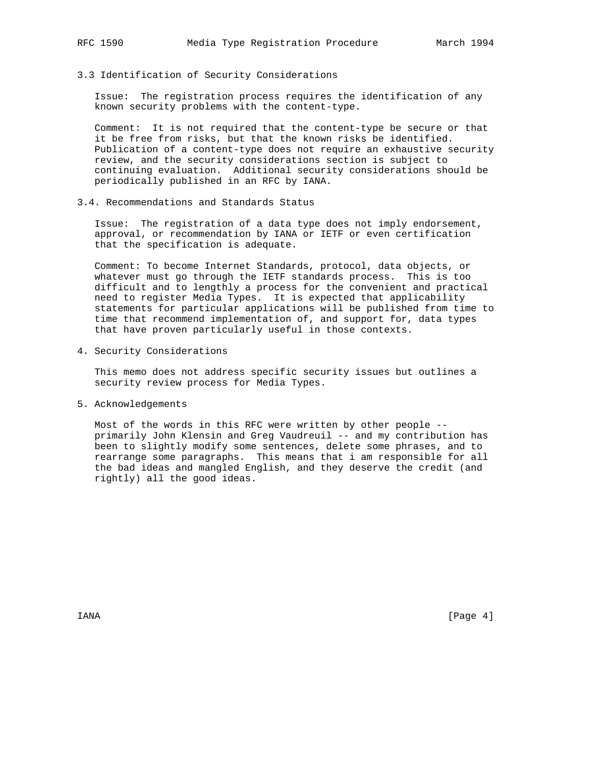### 3.3 Identification of Security Considerations

Issue: The registration process requires the identification of any known security problems with the content-type.

Comment: It is not required that the content-type be secure or that it be free from risks, but that the known risks be identified. Publication of a content-type does not require an exhaustive security review, and the security considerations section is subject to continuing evaluation. Additional security considerations should be periodically published in an RFC by IANA.

### 3.4. Recommendations and Standards Status

Issue: The registration of a data type does not imply endorsement, approval, or recommendation by IANA or IETF or even certification that the specification is adequate.

Comment: To become Internet Standards, protocol, data objects, or whatever must go through the IETF standards process. This is too difficult and to lengthly a process for the convenient and practical need to register Media Types. It is expected that applicability statements for particular applications will be published from time to time that recommend implementation of, and support for, data types that have proven particularly useful in those contexts.

## 4. Security Considerations

This memo does not address specific security issues but outlines a security review process for Media Types.

## 5. Acknowledgements

Most of the words in this RFC were written by other people -- primarily John Klensin and Greg Vaudreuil -- and my contribution has been to slightly modify some sentences, delete some phrases, and to rearrange some paragraphs. This means that i am responsible for all the bad ideas and mangled English, and they deserve the credit (and rightly) all the good ideas.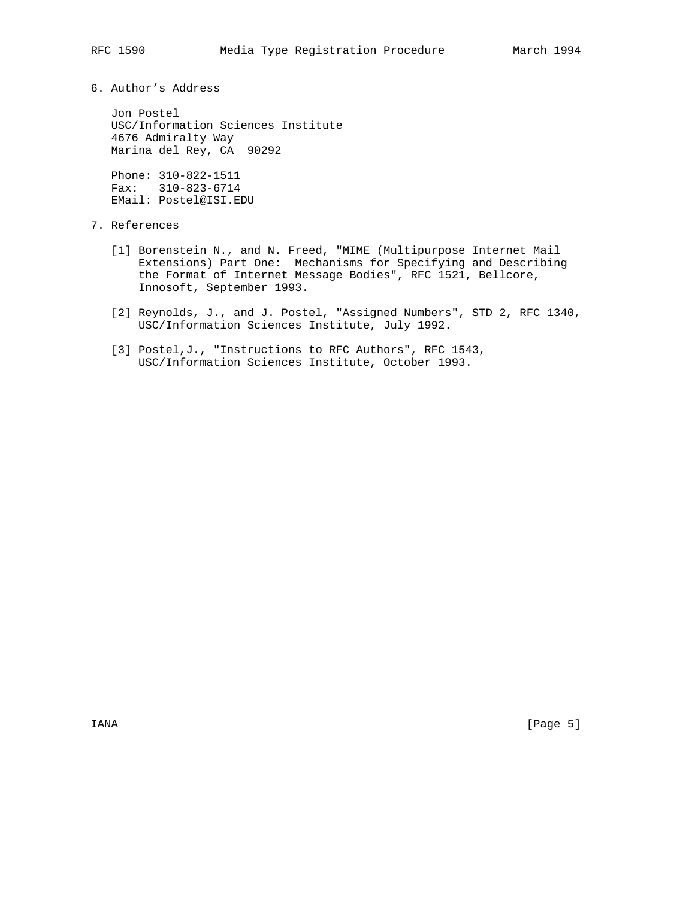## 6. Author's Address

Jon Postel
USC/Information Sciences Institute
4676 Admiralty Way
Marina del Rey, CA 90292

Phone: 310-822-1511
Fax: 310-823-6714
EMail: Postel@ISI.EDU

## 7. References

[1] Borenstein N., and N. Freed, "MIME (Multipurpose Internet Mail Extensions) Part One: Mechanisms for Specifying and Describing the Format of Internet Message Bodies", RFC 1521, Bellcore, Innosoft, September 1993.

[2] Reynolds, J., and J. Postel, "Assigned Numbers", STD 2, RFC 1340, USC/Information Sciences Institute, July 1992.

[3] Postel,J., "Instructions to RFC Authors", RFC 1543, USC/Information Sciences Institute, October 1993.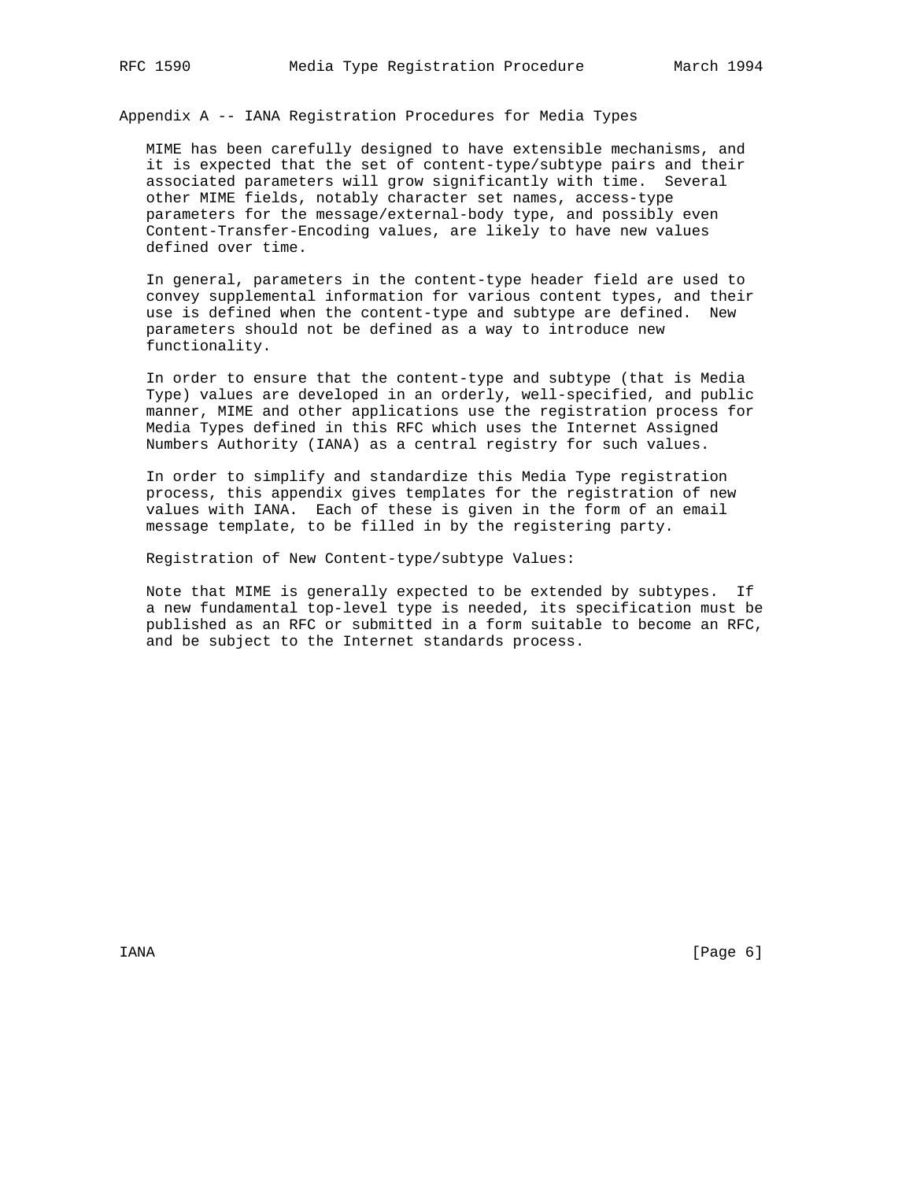## Appendix A -- IANA Registration Procedures for Media Types

MIME has been carefully designed to have extensible mechanisms, and it is expected that the set of content-type/subtype pairs and their associated parameters will grow significantly with time. Several other MIME fields, notably character set names, access-type parameters for the message/external-body type, and possibly even Content-Transfer-Encoding values, are likely to have new values defined over time.

In general, parameters in the content-type header field are used to convey supplemental information for various content types, and their use is defined when the content-type and subtype are defined. New parameters should not be defined as a way to introduce new functionality.

In order to ensure that the content-type and subtype (that is Media Type) values are developed in an orderly, well-specified, and public manner, MIME and other applications use the registration process for Media Types defined in this RFC which uses the Internet Assigned Numbers Authority (IANA) as a central registry for such values.

In order to simplify and standardize this Media Type registration process, this appendix gives templates for the registration of new values with IANA. Each of these is given in the form of an email message template, to be filled in by the registering party.

Registration of New Content-type/subtype Values:

Note that MIME is generally expected to be extended by subtypes. If a new fundamental top-level type is needed, its specification must be published as an RFC or submitted in a form suitable to become an RFC, and be subject to the Internet standards process.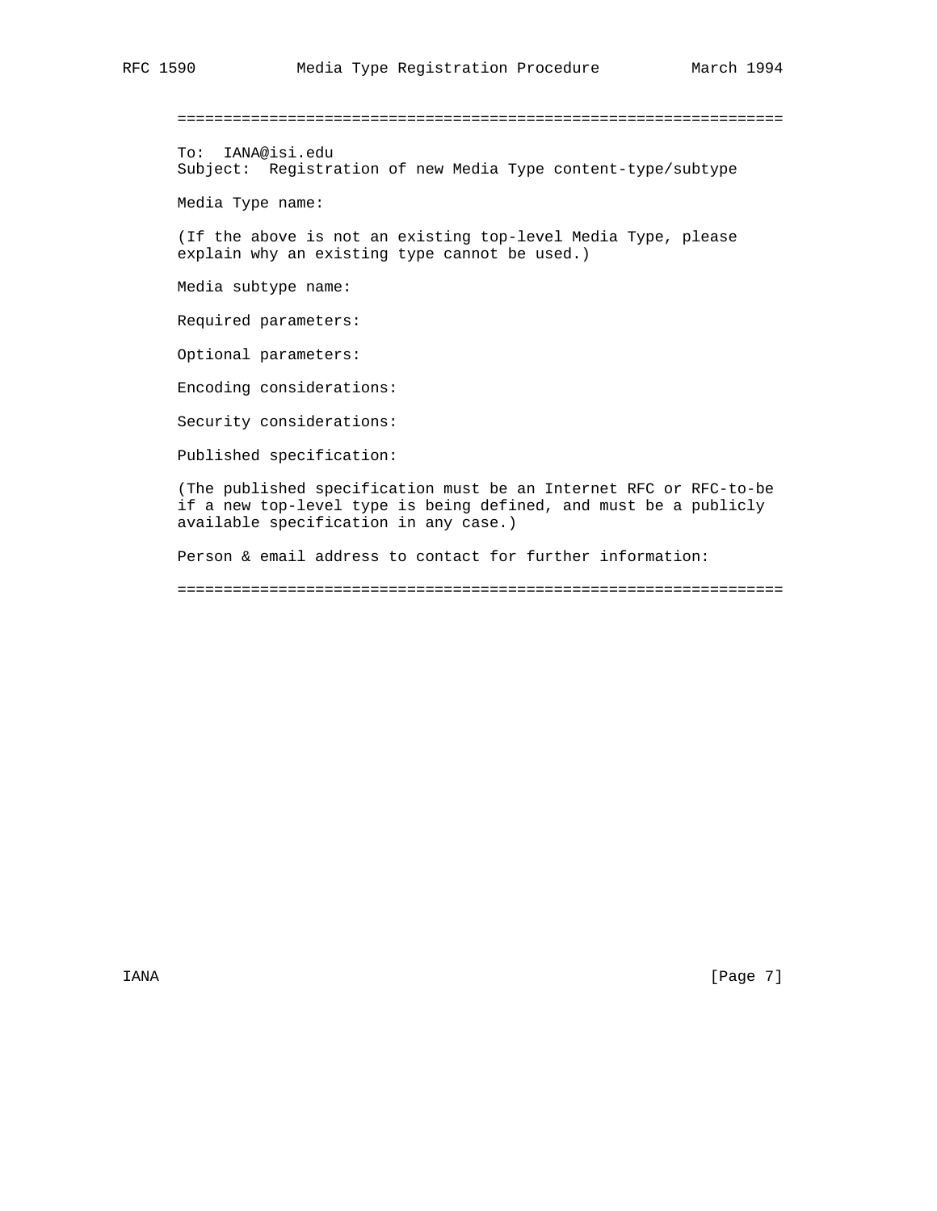```
==================================================================

To:  IANA@isi.edu
Subject:  Registration of new Media Type content-type/subtype

Media Type name:

(If the above is not an existing top-level Media Type, please
explain why an existing type cannot be used.)

Media subtype name:

Required parameters:

Optional parameters:

Encoding considerations:

Security considerations:

Published specification:

(The published specification must be an Internet RFC or RFC-to-be
if a new top-level type is being defined, and must be a publicly
available specification in any case.)

Person & email address to contact for further information:

==================================================================
```